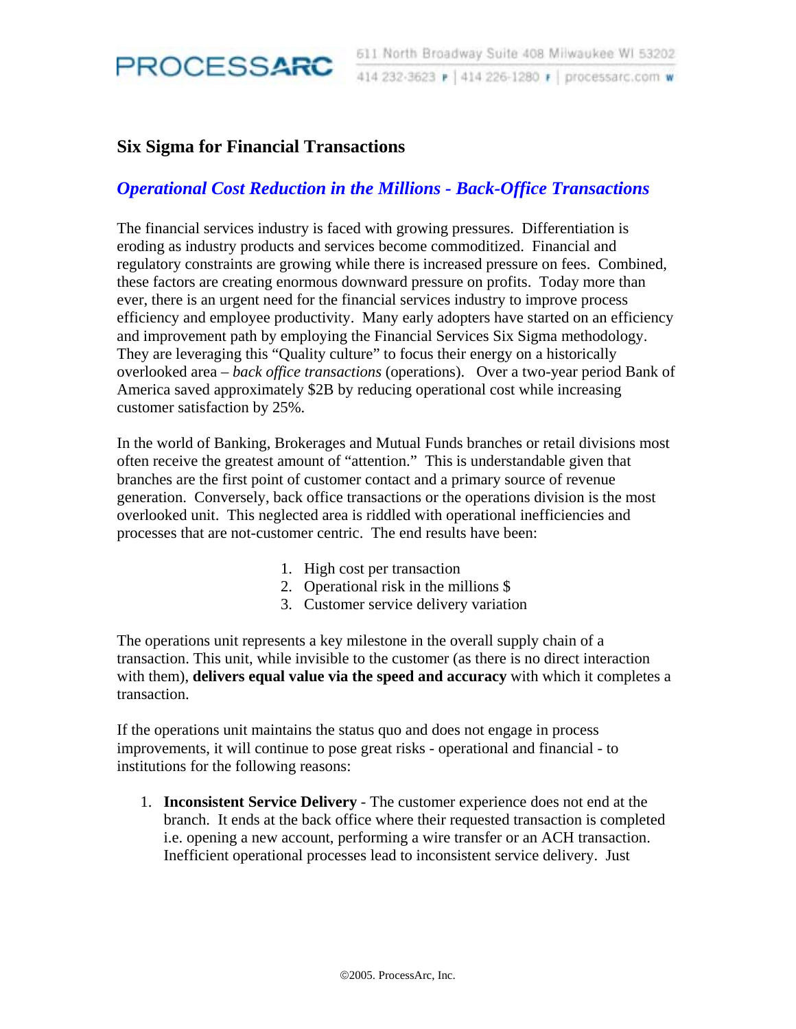## Six Sigma for Financial Transactions

### *Operational Cost Reduction in the Millions - Back-Office Transactions*

The financial services industry is faced with growing pressures. Differentiation is eroding as industry products and services become commoditized. Financial and regulatory constraints are growing while there is increased pressure on fees. Combined, these factors are creating enormous downward pressure on profits. Today more than ever, there is an urgent need for the financial services industry to improve process efficiency and employee productivity. Many early adopters have started on an efficiency and improvement path by employing the Financial Services Six Sigma methodology. They are leveraging this "Quality culture" to focus their energy on a historically overlooked area – *back office transactions* (operations). Over a two-year period Bank of America saved approximately $2B by reducing operational cost while increasing customer satisfaction by 25%.

In the world of Banking, Brokerages and Mutual Funds branches or retail divisions most often receive the greatest amount of "attention." This is understandable given that branches are the first point of customer contact and a primary source of revenue generation. Conversely, back office transactions or the operations division is the most overlooked unit. This neglected area is riddled with operational inefficiencies and processes that are not-customer centric. The end results have been:

1. High cost per transaction
2. Operational risk in the millions $
3. Customer service delivery variation

The operations unit represents a key milestone in the overall supply chain of a transaction. This unit, while invisible to the customer (as there is no direct interaction with them), **delivers equal value via the speed and accuracy** with which it completes a transaction.

If the operations unit maintains the status quo and does not engage in process improvements, it will continue to pose great risks - operational and financial - to institutions for the following reasons:

1. **Inconsistent Service Delivery** - The customer experience does not end at the branch. It ends at the back office where their requested transaction is completed i.e. opening a new account, performing a wire transfer or an ACH transaction. Inefficient operational processes lead to inconsistent service delivery. Just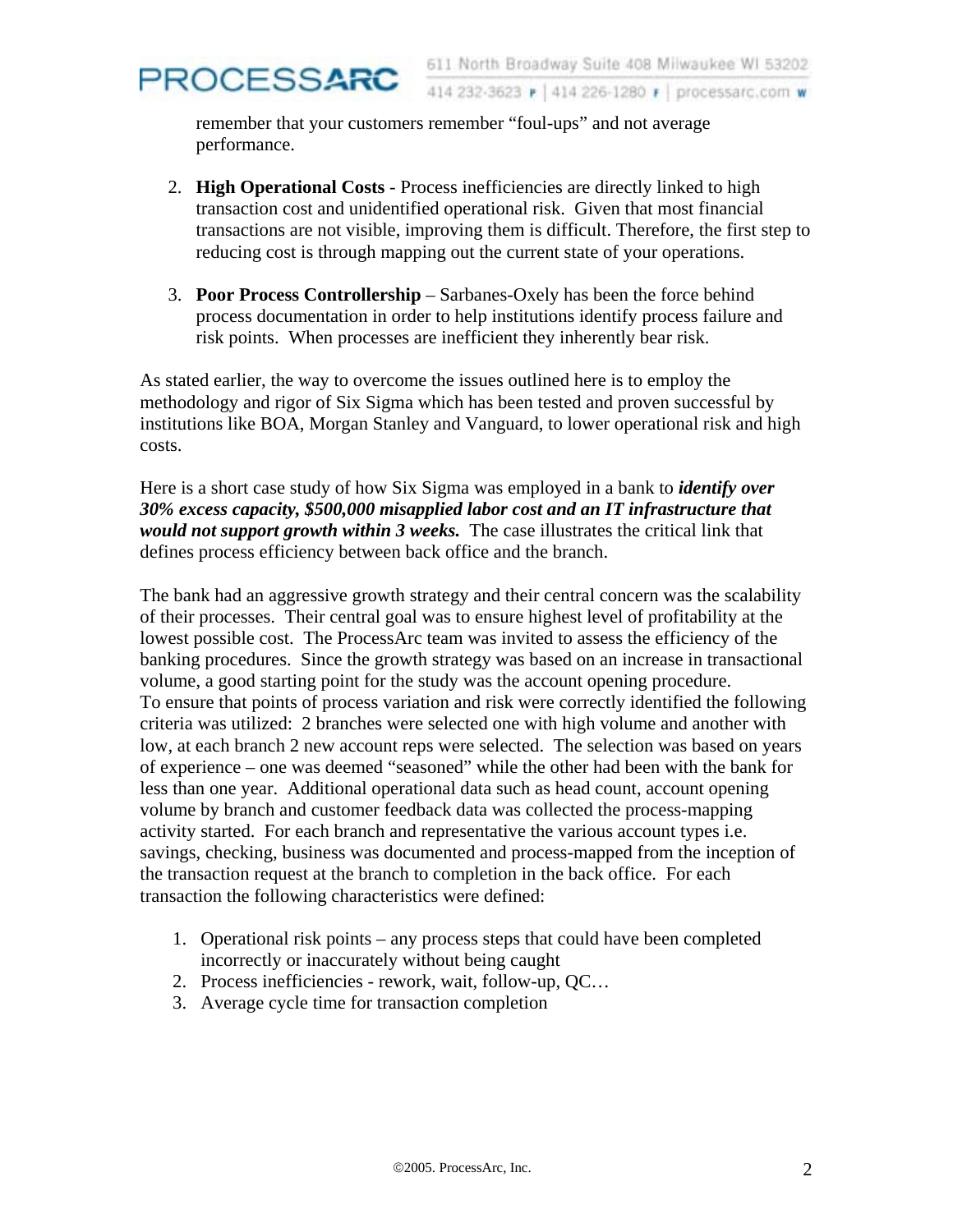remember that your customers remember "foul-ups" and not average performance.

2. **High Operational Costs** - Process inefficiencies are directly linked to high transaction cost and unidentified operational risk. Given that most financial transactions are not visible, improving them is difficult. Therefore, the first step to reducing cost is through mapping out the current state of your operations.

3. **Poor Process Controllership** – Sarbanes-Oxely has been the force behind process documentation in order to help institutions identify process failure and risk points. When processes are inefficient they inherently bear risk.

As stated earlier, the way to overcome the issues outlined here is to employ the methodology and rigor of Six Sigma which has been tested and proven successful by institutions like BOA, Morgan Stanley and Vanguard, to lower operational risk and high costs.

Here is a short case study of how Six Sigma was employed in a bank to ***identify over 30% excess capacity, $500,000 misapplied labor cost and an IT infrastructure that would not support growth within 3 weeks.*** The case illustrates the critical link that defines process efficiency between back office and the branch.

The bank had an aggressive growth strategy and their central concern was the scalability of their processes. Their central goal was to ensure highest level of profitability at the lowest possible cost. The ProcessArc team was invited to assess the efficiency of the banking procedures. Since the growth strategy was based on an increase in transactional volume, a good starting point for the study was the account opening procedure. To ensure that points of process variation and risk were correctly identified the following criteria was utilized: 2 branches were selected one with high volume and another with low, at each branch 2 new account reps were selected. The selection was based on years of experience – one was deemed "seasoned" while the other had been with the bank for less than one year. Additional operational data such as head count, account opening volume by branch and customer feedback data was collected the process-mapping activity started. For each branch and representative the various account types i.e. savings, checking, business was documented and process-mapped from the inception of the transaction request at the branch to completion in the back office. For each transaction the following characteristics were defined:

1. Operational risk points – any process steps that could have been completed incorrectly or inaccurately without being caught
2. Process inefficiencies - rework, wait, follow-up, QC…
3. Average cycle time for transaction completion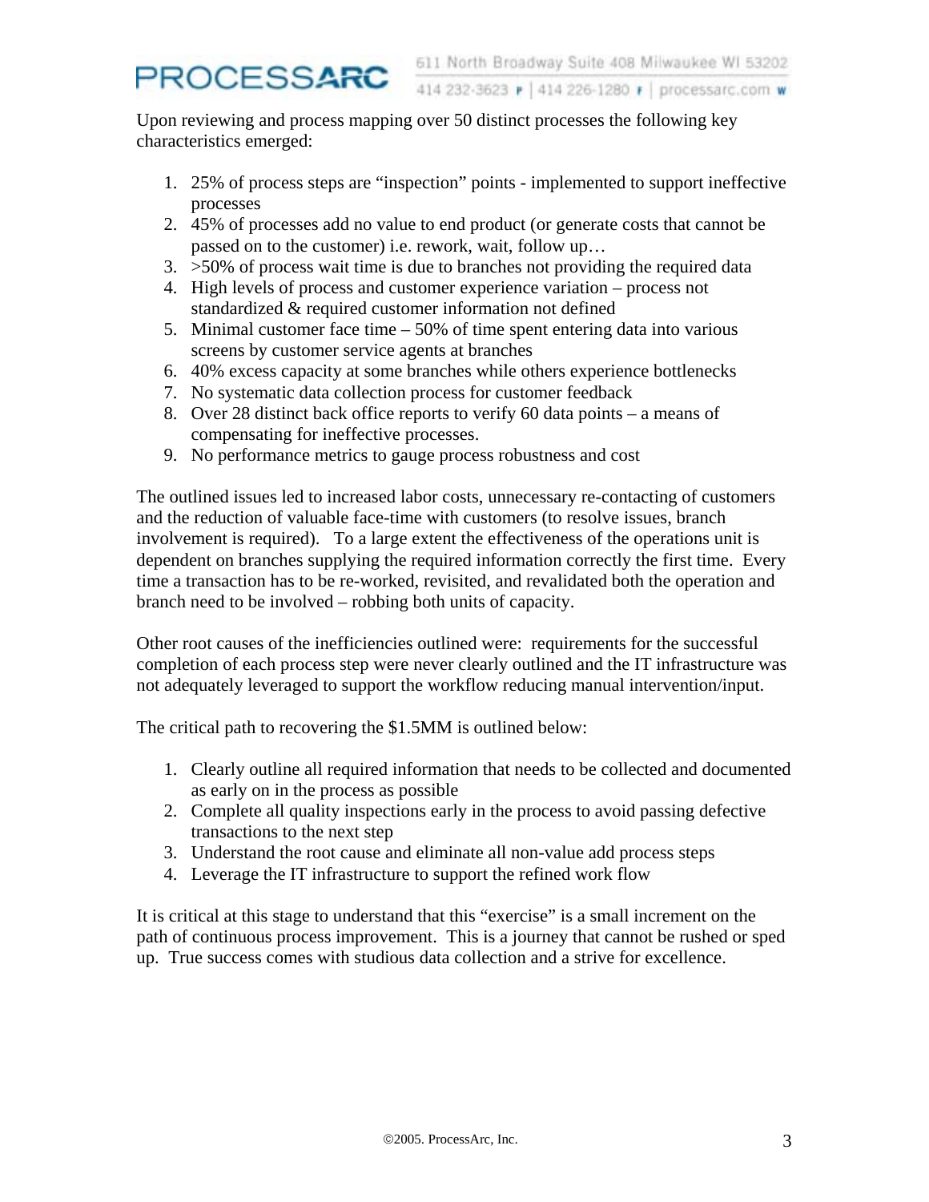Upon reviewing and process mapping over 50 distinct processes the following key characteristics emerged:

1. 25% of process steps are "inspection" points - implemented to support ineffective processes
2. 45% of processes add no value to end product (or generate costs that cannot be passed on to the customer) i.e. rework, wait, follow up…
3. >50% of process wait time is due to branches not providing the required data
4. High levels of process and customer experience variation – process not standardized & required customer information not defined
5. Minimal customer face time – 50% of time spent entering data into various screens by customer service agents at branches
6. 40% excess capacity at some branches while others experience bottlenecks
7. No systematic data collection process for customer feedback
8. Over 28 distinct back office reports to verify 60 data points – a means of compensating for ineffective processes.
9. No performance metrics to gauge process robustness and cost

The outlined issues led to increased labor costs, unnecessary re-contacting of customers and the reduction of valuable face-time with customers (to resolve issues, branch involvement is required). To a large extent the effectiveness of the operations unit is dependent on branches supplying the required information correctly the first time. Every time a transaction has to be re-worked, revisited, and revalidated both the operation and branch need to be involved – robbing both units of capacity.

Other root causes of the inefficiencies outlined were: requirements for the successful completion of each process step were never clearly outlined and the IT infrastructure was not adequately leveraged to support the workflow reducing manual intervention/input.

The critical path to recovering the $1.5MM is outlined below:

1. Clearly outline all required information that needs to be collected and documented as early on in the process as possible
2. Complete all quality inspections early in the process to avoid passing defective transactions to the next step
3. Understand the root cause and eliminate all non-value add process steps
4. Leverage the IT infrastructure to support the refined work flow

It is critical at this stage to understand that this "exercise" is a small increment on the path of continuous process improvement. This is a journey that cannot be rushed or sped up. True success comes with studious data collection and a strive for excellence.

©2005. ProcessArc, Inc.